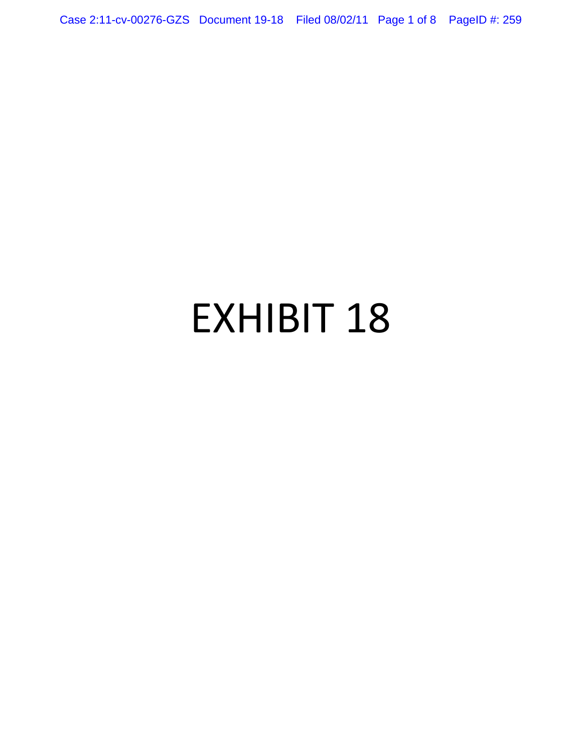# EXHIBIT 18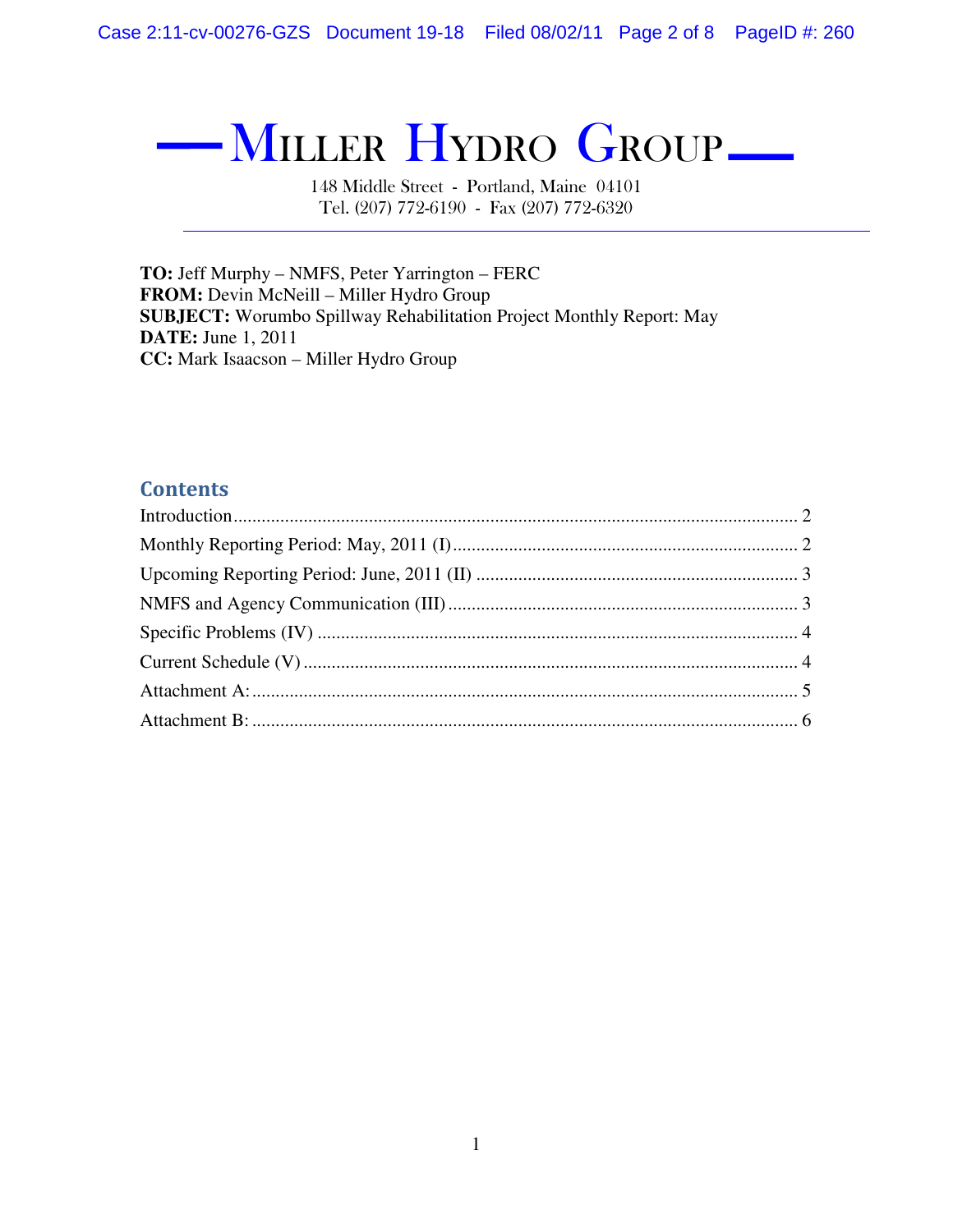# MILLER HYDRO GROUP

148 Middle Street - Portland, Maine 04101
Tel. (207) 772-6190 - Fax (207) 772-6320

---

**TO:** Jeff Murphy – NMFS, Peter Yarrington – FERC
**FROM:** Devin McNeill – Miller Hydro Group
**SUBJECT:** Worumbo Spillway Rehabilitation Project Monthly Report: May
**DATE:** June 1, 2011
**CC:** Mark Isaacson – Miller Hydro Group

## Contents

Introduction ........................................................ 2
Monthly Reporting Period: May, 2011 (I) ........................................................ 2
Upcoming Reporting Period: June, 2011 (II) ........................................................ 3
NMFS and Agency Communication (III) ........................................................ 3
Specific Problems (IV) ........................................................ 4
Current Schedule (V) ........................................................ 4
Attachment A: ........................................................ 5
Attachment B: ........................................................ 6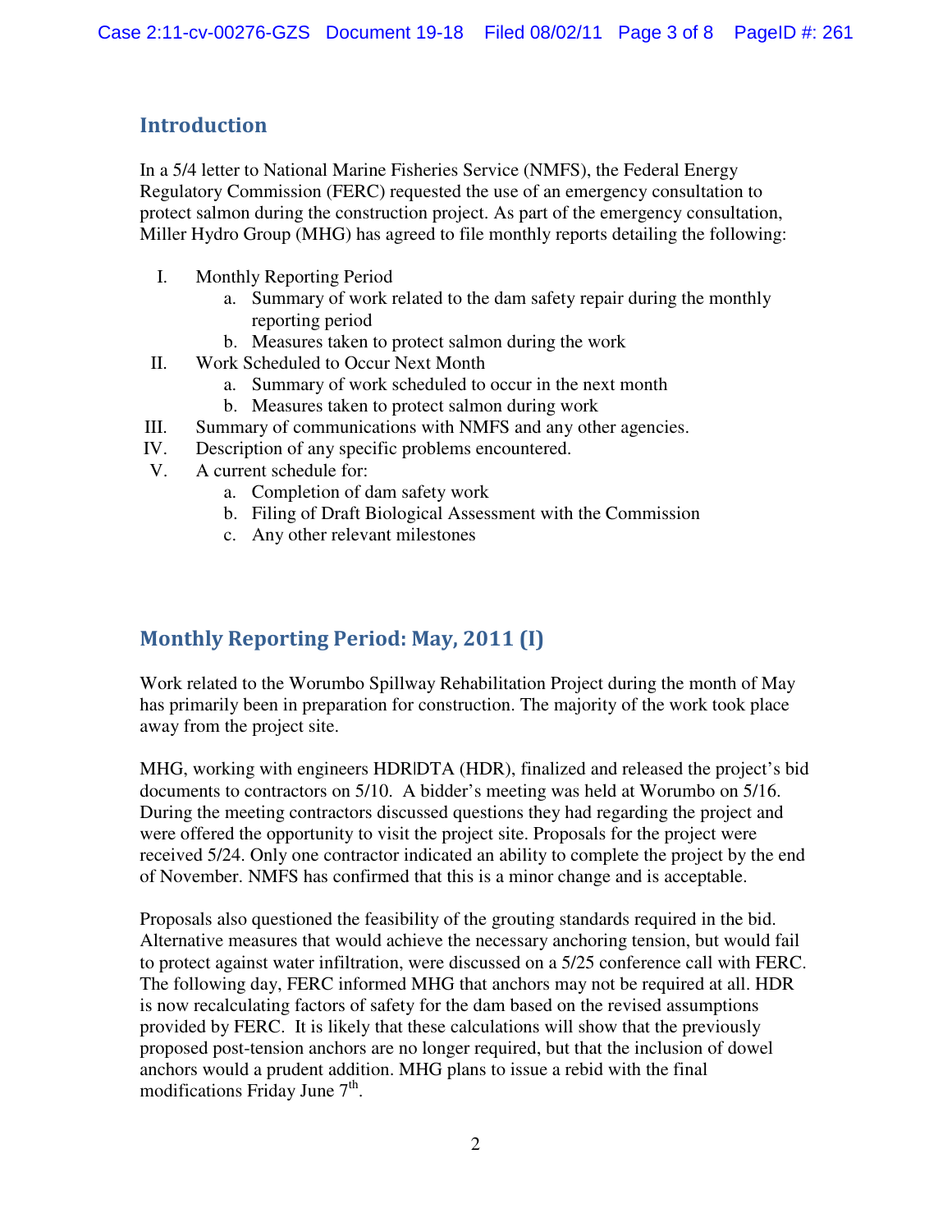## Introduction

In a 5/4 letter to National Marine Fisheries Service (NMFS), the Federal Energy Regulatory Commission (FERC) requested the use of an emergency consultation to protect salmon during the construction project. As part of the emergency consultation, Miller Hydro Group (MHG) has agreed to file monthly reports detailing the following:

- I. Monthly Reporting Period
  - a. Summary of work related to the dam safety repair during the monthly reporting period
  - b. Measures taken to protect salmon during the work
- II. Work Scheduled to Occur Next Month
  - a. Summary of work scheduled to occur in the next month
  - b. Measures taken to protect salmon during work
- III. Summary of communications with NMFS and any other agencies.
- IV. Description of any specific problems encountered.
- V. A current schedule for:
  - a. Completion of dam safety work
  - b. Filing of Draft Biological Assessment with the Commission
  - c. Any other relevant milestones

## Monthly Reporting Period: May, 2011 (I)

Work related to the Worumbo Spillway Rehabilitation Project during the month of May has primarily been in preparation for construction. The majority of the work took place away from the project site.

MHG, working with engineers HDR|DTA (HDR), finalized and released the project's bid documents to contractors on 5/10. A bidder's meeting was held at Worumbo on 5/16. During the meeting contractors discussed questions they had regarding the project and were offered the opportunity to visit the project site. Proposals for the project were received 5/24. Only one contractor indicated an ability to complete the project by the end of November. NMFS has confirmed that this is a minor change and is acceptable.

Proposals also questioned the feasibility of the grouting standards required in the bid. Alternative measures that would achieve the necessary anchoring tension, but would fail to protect against water infiltration, were discussed on a 5/25 conference call with FERC. The following day, FERC informed MHG that anchors may not be required at all. HDR is now recalculating factors of safety for the dam based on the revised assumptions provided by FERC. It is likely that these calculations will show that the previously proposed post-tension anchors are no longer required, but that the inclusion of dowel anchors would a prudent addition. MHG plans to issue a rebid with the final modifications Friday June 7th.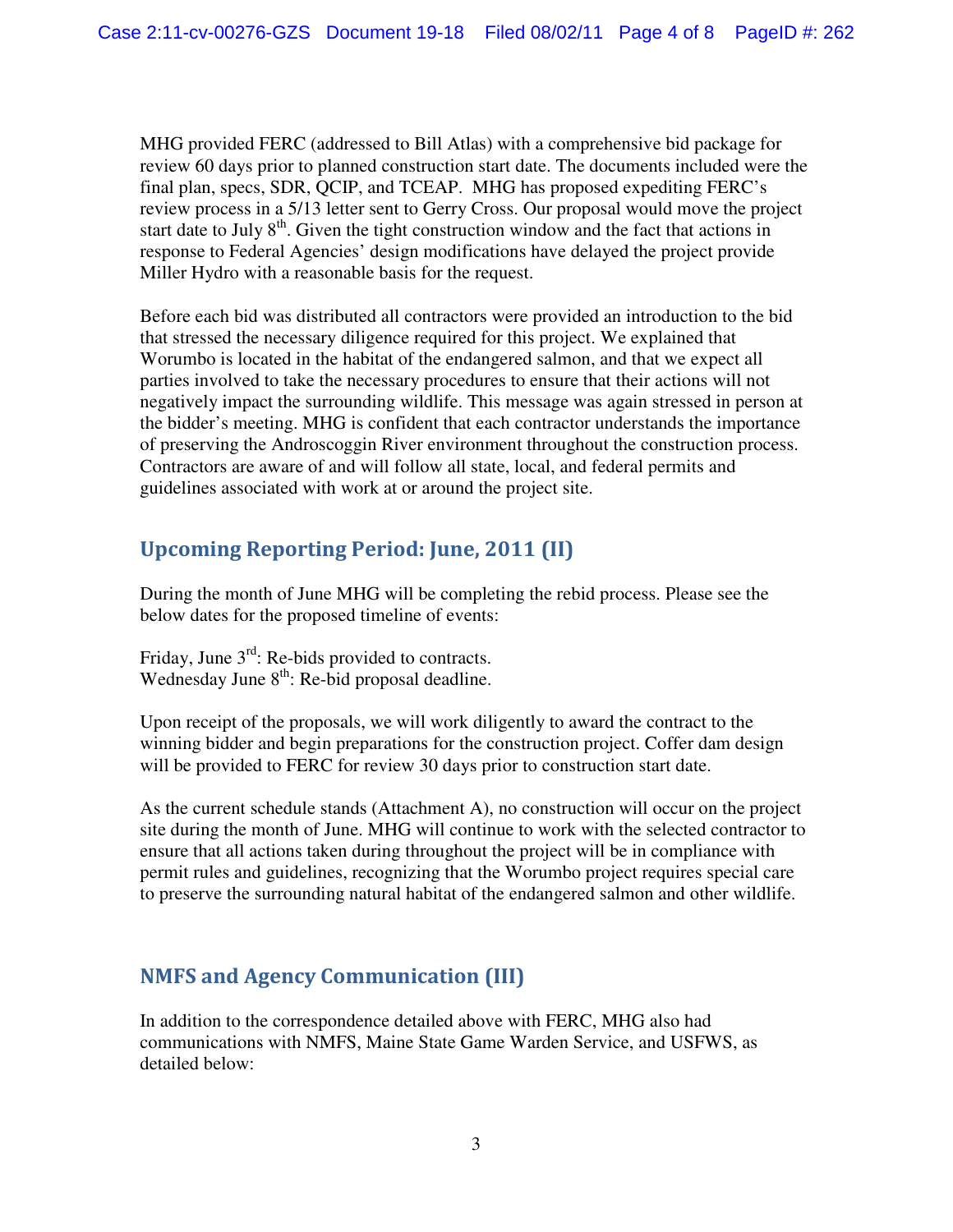MHG provided FERC (addressed to Bill Atlas) with a comprehensive bid package for review 60 days prior to planned construction start date. The documents included were the final plan, specs, SDR, QCIP, and TCEAP. MHG has proposed expediting FERC's review process in a 5/13 letter sent to Gerry Cross. Our proposal would move the project start date to July 8th. Given the tight construction window and the fact that actions in response to Federal Agencies' design modifications have delayed the project provide Miller Hydro with a reasonable basis for the request.

Before each bid was distributed all contractors were provided an introduction to the bid that stressed the necessary diligence required for this project. We explained that Worumbo is located in the habitat of the endangered salmon, and that we expect all parties involved to take the necessary procedures to ensure that their actions will not negatively impact the surrounding wildlife. This message was again stressed in person at the bidder's meeting. MHG is confident that each contractor understands the importance of preserving the Androscoggin River environment throughout the construction process. Contractors are aware of and will follow all state, local, and federal permits and guidelines associated with work at or around the project site.

## Upcoming Reporting Period: June, 2011 (II)

During the month of June MHG will be completing the rebid process. Please see the below dates for the proposed timeline of events:

Friday, June 3rd: Re-bids provided to contracts.
Wednesday June 8th: Re-bid proposal deadline.

Upon receipt of the proposals, we will work diligently to award the contract to the winning bidder and begin preparations for the construction project. Coffer dam design will be provided to FERC for review 30 days prior to construction start date.

As the current schedule stands (Attachment A), no construction will occur on the project site during the month of June. MHG will continue to work with the selected contractor to ensure that all actions taken during throughout the project will be in compliance with permit rules and guidelines, recognizing that the Worumbo project requires special care to preserve the surrounding natural habitat of the endangered salmon and other wildlife.

## NMFS and Agency Communication (III)

In addition to the correspondence detailed above with FERC, MHG also had communications with NMFS, Maine State Game Warden Service, and USFWS, as detailed below: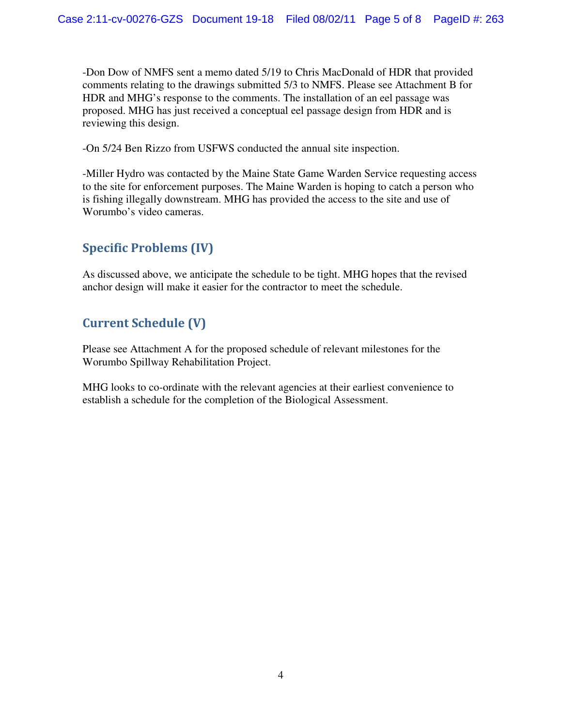-Don Dow of NMFS sent a memo dated 5/19 to Chris MacDonald of HDR that provided comments relating to the drawings submitted 5/3 to NMFS. Please see Attachment B for HDR and MHG's response to the comments. The installation of an eel passage was proposed. MHG has just received a conceptual eel passage design from HDR and is reviewing this design.

-On 5/24 Ben Rizzo from USFWS conducted the annual site inspection.

-Miller Hydro was contacted by the Maine State Game Warden Service requesting access to the site for enforcement purposes. The Maine Warden is hoping to catch a person who is fishing illegally downstream. MHG has provided the access to the site and use of Worumbo's video cameras.

## Specific Problems (IV)

As discussed above, we anticipate the schedule to be tight. MHG hopes that the revised anchor design will make it easier for the contractor to meet the schedule.

## Current Schedule (V)

Please see Attachment A for the proposed schedule of relevant milestones for the Worumbo Spillway Rehabilitation Project.

MHG looks to co-ordinate with the relevant agencies at their earliest convenience to establish a schedule for the completion of the Biological Assessment.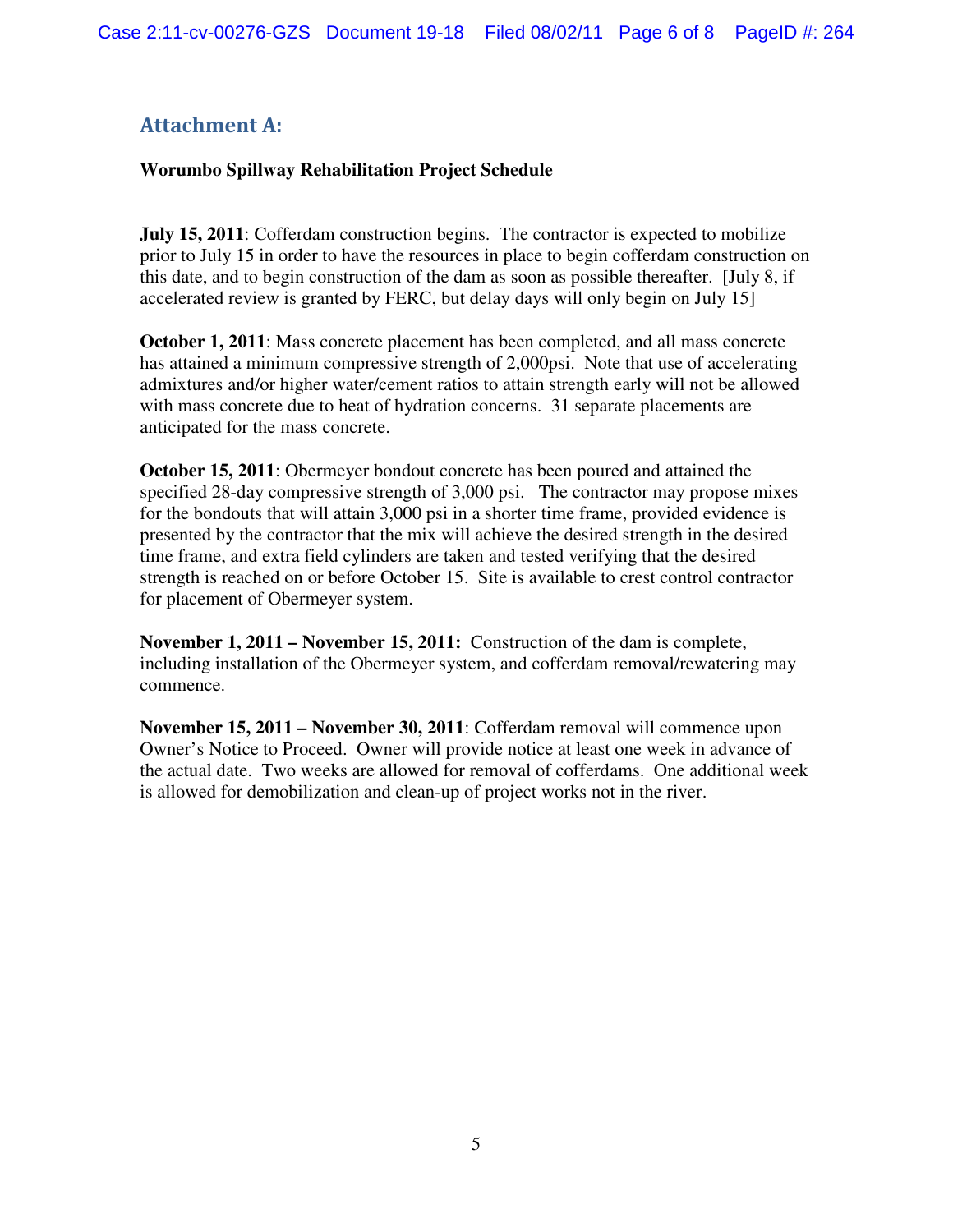## Attachment A:

**Worumbo Spillway Rehabilitation Project Schedule**

**July 15, 2011**: Cofferdam construction begins. The contractor is expected to mobilize prior to July 15 in order to have the resources in place to begin cofferdam construction on this date, and to begin construction of the dam as soon as possible thereafter. [July 8, if accelerated review is granted by FERC, but delay days will only begin on July 15]

**October 1, 2011**: Mass concrete placement has been completed, and all mass concrete has attained a minimum compressive strength of 2,000psi. Note that use of accelerating admixtures and/or higher water/cement ratios to attain strength early will not be allowed with mass concrete due to heat of hydration concerns. 31 separate placements are anticipated for the mass concrete.

**October 15, 2011**: Obermeyer bondout concrete has been poured and attained the specified 28-day compressive strength of 3,000 psi. The contractor may propose mixes for the bondouts that will attain 3,000 psi in a shorter time frame, provided evidence is presented by the contractor that the mix will achieve the desired strength in the desired time frame, and extra field cylinders are taken and tested verifying that the desired strength is reached on or before October 15. Site is available to crest control contractor for placement of Obermeyer system.

**November 1, 2011 – November 15, 2011:** Construction of the dam is complete, including installation of the Obermeyer system, and cofferdam removal/rewatering may commence.

**November 15, 2011 – November 30, 2011**: Cofferdam removal will commence upon Owner's Notice to Proceed. Owner will provide notice at least one week in advance of the actual date. Two weeks are allowed for removal of cofferdams. One additional week is allowed for demobilization and clean-up of project works not in the river.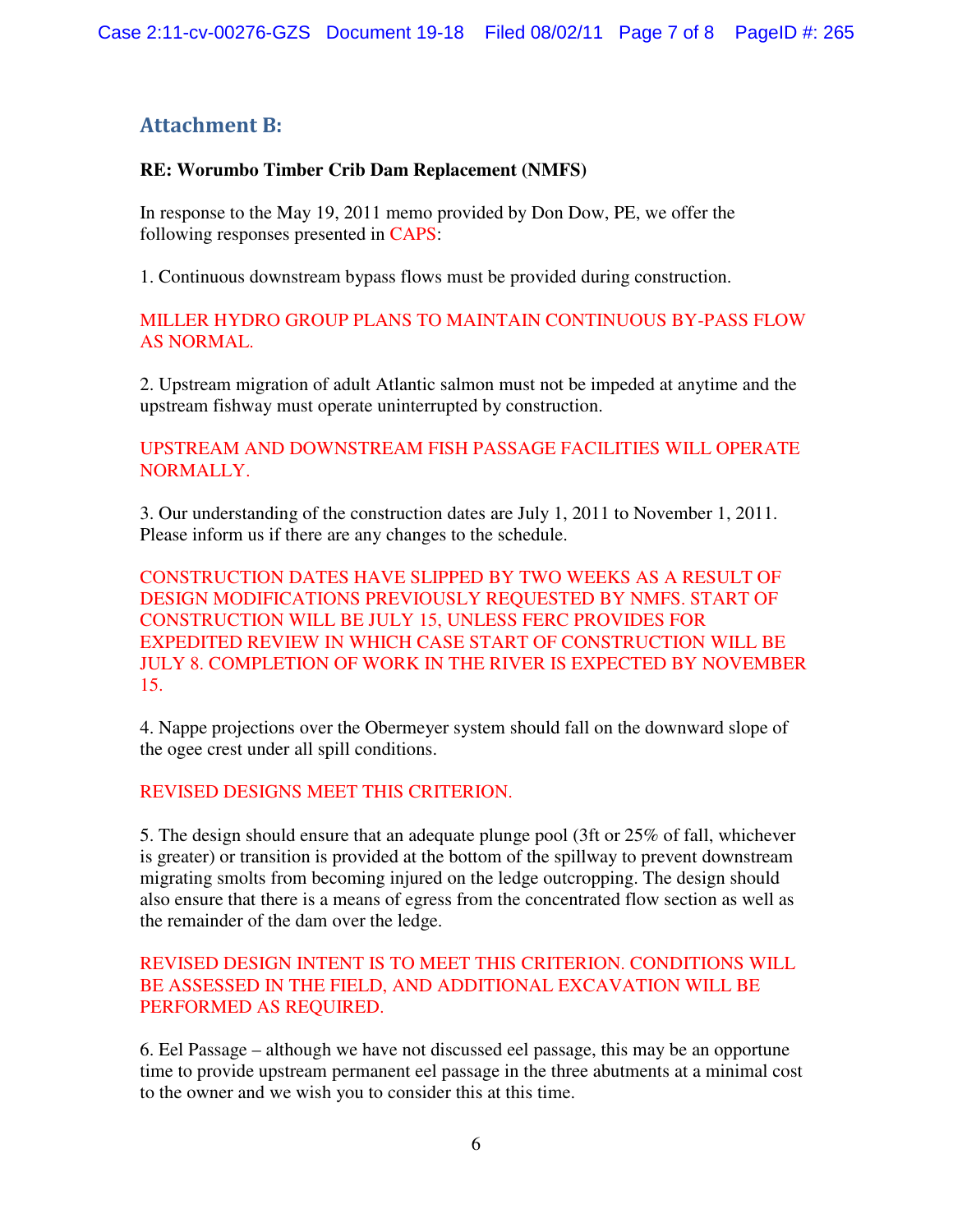## Attachment B:

**RE: Worumbo Timber Crib Dam Replacement (NMFS)**

In response to the May 19, 2011 memo provided by Don Dow, PE, we offer the following responses presented in CAPS:

1. Continuous downstream bypass flows must be provided during construction.

MILLER HYDRO GROUP PLANS TO MAINTAIN CONTINUOUS BY-PASS FLOW AS NORMAL.

2. Upstream migration of adult Atlantic salmon must not be impeded at anytime and the upstream fishway must operate uninterrupted by construction.

UPSTREAM AND DOWNSTREAM FISH PASSAGE FACILITIES WILL OPERATE NORMALLY.

3. Our understanding of the construction dates are July 1, 2011 to November 1, 2011. Please inform us if there are any changes to the schedule.

CONSTRUCTION DATES HAVE SLIPPED BY TWO WEEKS AS A RESULT OF DESIGN MODIFICATIONS PREVIOUSLY REQUESTED BY NMFS. START OF CONSTRUCTION WILL BE JULY 15, UNLESS FERC PROVIDES FOR EXPEDITED REVIEW IN WHICH CASE START OF CONSTRUCTION WILL BE JULY 8. COMPLETION OF WORK IN THE RIVER IS EXPECTED BY NOVEMBER 15.

4. Nappe projections over the Obermeyer system should fall on the downward slope of the ogee crest under all spill conditions.

REVISED DESIGNS MEET THIS CRITERION.

5. The design should ensure that an adequate plunge pool (3ft or 25% of fall, whichever is greater) or transition is provided at the bottom of the spillway to prevent downstream migrating smolts from becoming injured on the ledge outcropping. The design should also ensure that there is a means of egress from the concentrated flow section as well as the remainder of the dam over the ledge.

REVISED DESIGN INTENT IS TO MEET THIS CRITERION. CONDITIONS WILL BE ASSESSED IN THE FIELD, AND ADDITIONAL EXCAVATION WILL BE PERFORMED AS REQUIRED.

6. Eel Passage – although we have not discussed eel passage, this may be an opportune time to provide upstream permanent eel passage in the three abutments at a minimal cost to the owner and we wish you to consider this at this time.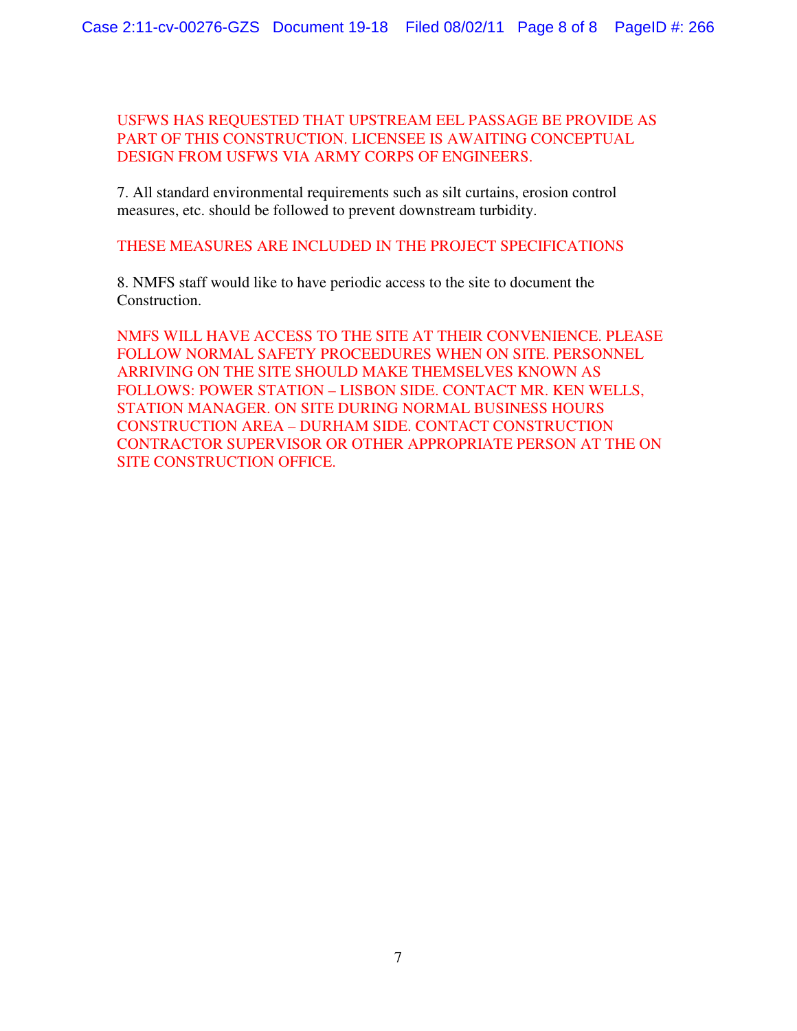USFWS HAS REQUESTED THAT UPSTREAM EEL PASSAGE BE PROVIDE AS PART OF THIS CONSTRUCTION. LICENSEE IS AWAITING CONCEPTUAL DESIGN FROM USFWS VIA ARMY CORPS OF ENGINEERS.

7. All standard environmental requirements such as silt curtains, erosion control measures, etc. should be followed to prevent downstream turbidity.

THESE MEASURES ARE INCLUDED IN THE PROJECT SPECIFICATIONS

8. NMFS staff would like to have periodic access to the site to document the Construction.

NMFS WILL HAVE ACCESS TO THE SITE AT THEIR CONVENIENCE. PLEASE FOLLOW NORMAL SAFETY PROCEEDURES WHEN ON SITE. PERSONNEL ARRIVING ON THE SITE SHOULD MAKE THEMSELVES KNOWN AS FOLLOWS: POWER STATION – LISBON SIDE. CONTACT MR. KEN WELLS, STATION MANAGER. ON SITE DURING NORMAL BUSINESS HOURS CONSTRUCTION AREA – DURHAM SIDE. CONTACT CONSTRUCTION CONTRACTOR SUPERVISOR OR OTHER APPROPRIATE PERSON AT THE ON SITE CONSTRUCTION OFFICE.